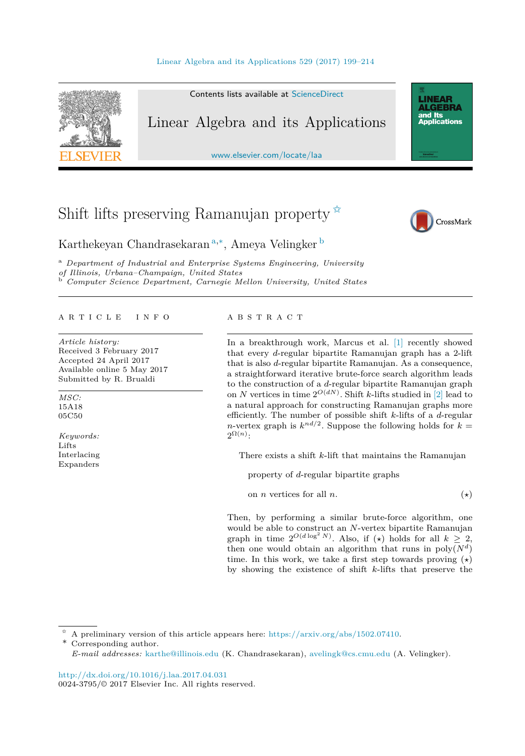# Shift lifts preserving Ramanujan property [☆]

Karthekeyan Chandrasekaran [a,*], Ameya Velingker [b]

[a] *Department of Industrial and Enterprise Systems Engineering, University of Illinois, Urbana–Champaign, United States*
[b] *Computer Science Department, Carnegie Mellon University, United States*

## ARTICLE INFO

*Article history:*
Received 3 February 2017
Accepted 24 April 2017
Available online 5 May 2017
Submitted by R. Brualdi

*MSC:*
15A18
05C50

*Keywords:*
Lifts
Interlacing
Expanders

## ABSTRACT

In a breakthrough work, Marcus et al. [1] recently showed that every $d$-regular bipartite Ramanujan graph has a 2-lift that is also $d$-regular bipartite Ramanujan. As a consequence, a straightforward iterative brute-force search algorithm leads to the construction of a $d$-regular bipartite Ramanujan graph on $N$ vertices in time $2^{O(dN)}$. Shift $k$-lifts studied in [2] lead to a natural approach for constructing Ramanujan graphs more efficiently. The number of possible shift $k$-lifts of a $d$-regular $n$-vertex graph is $k^{nd/2}$. Suppose the following holds for $k = 2^{\Omega(n)}$:

$$\text{There exists a shift } k\text{-lift that maintains the Ramanujan property of } d\text{-regular bipartite graphs on } n \text{ vertices for all } n. \quad (\star)$$

Then, by performing a similar brute-force algorithm, one would be able to construct an $N$-vertex bipartite Ramanujan graph in time $2^{O(d \log^2 N)}$. Also, if $(\star)$ holds for all $k \geq 2$, then one would obtain an algorithm that runs in $\text{poly}(N^d)$ time. In this work, we take a first step towards proving $(\star)$ by showing the existence of shift $k$-lifts that preserve the

---

☆ A preliminary version of this article appears here: https://arxiv.org/abs/1502.07410.

\* Corresponding author.

*E-mail addresses:* karthe@illinois.edu (K. Chandrasekaran), avelingk@cs.cmu.edu (A. Velingker).

http://dx.doi.org/10.1016/j.laa.2017.04.031
0024-3795/© 2017 Elsevier Inc. All rights reserved.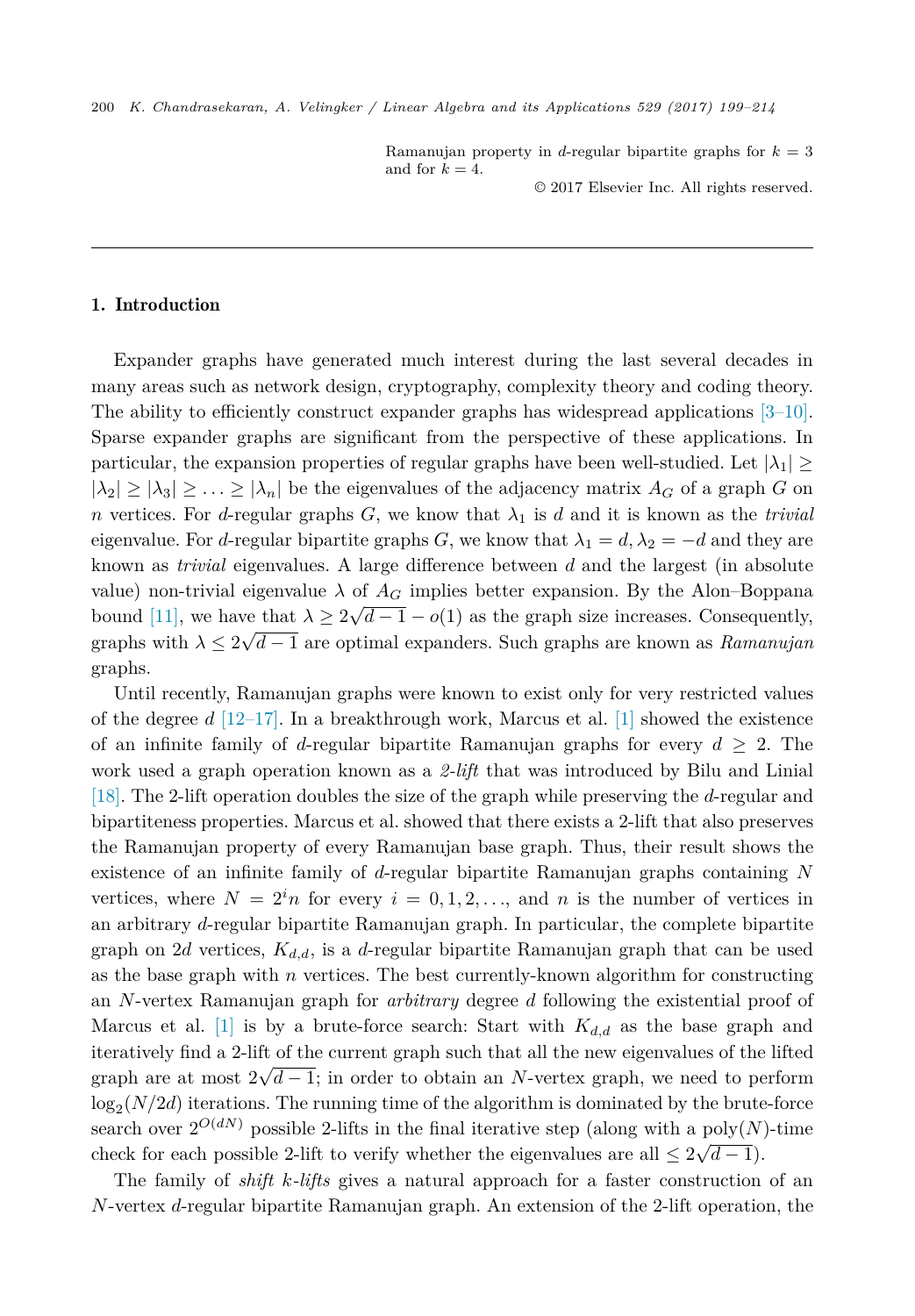Ramanujan property in $d$-regular bipartite graphs for $k = 3$ and for $k = 4$.

© 2017 Elsevier Inc. All rights reserved.

## 1. Introduction

Expander graphs have generated much interest during the last several decades in many areas such as network design, cryptography, complexity theory and coding theory. The ability to efficiently construct expander graphs has widespread applications [3–10]. Sparse expander graphs are significant from the perspective of these applications. In particular, the expansion properties of regular graphs have been well-studied. Let $|\lambda_1| \geq |\lambda_2| \geq |\lambda_3| \geq \ldots \geq |\lambda_n|$ be the eigenvalues of the adjacency matrix $A_G$ of a graph $G$ on $n$ vertices. For $d$-regular graphs $G$, we know that $\lambda_1$ is $d$ and it is known as the *trivial* eigenvalue. For $d$-regular bipartite graphs $G$, we know that $\lambda_1 = d, \lambda_2 = -d$ and they are known as *trivial* eigenvalues. A large difference between $d$ and the largest (in absolute value) non-trivial eigenvalue $\lambda$ of $A_G$ implies better expansion. By the Alon–Boppana bound [11], we have that $\lambda \geq 2\sqrt{d-1} - o(1)$ as the graph size increases. Consequently, graphs with $\lambda \leq 2\sqrt{d-1}$ are optimal expanders. Such graphs are known as *Ramanujan* graphs.

Until recently, Ramanujan graphs were known to exist only for very restricted values of the degree $d$ [12–17]. In a breakthrough work, Marcus et al. [1] showed the existence of an infinite family of $d$-regular bipartite Ramanujan graphs for every $d \geq 2$. The work used a graph operation known as a *2-lift* that was introduced by Bilu and Linial [18]. The 2-lift operation doubles the size of the graph while preserving the $d$-regular and bipartiteness properties. Marcus et al. showed that there exists a 2-lift that also preserves the Ramanujan property of every Ramanujan base graph. Thus, their result shows the existence of an infinite family of $d$-regular bipartite Ramanujan graphs containing $N$ vertices, where $N = 2^i n$ for every $i = 0, 1, 2, \ldots$, and $n$ is the number of vertices in an arbitrary $d$-regular bipartite Ramanujan graph. In particular, the complete bipartite graph on $2d$ vertices, $K_{d,d}$, is a $d$-regular bipartite Ramanujan graph that can be used as the base graph with $n$ vertices. The best currently-known algorithm for constructing an $N$-vertex Ramanujan graph for *arbitrary* degree $d$ following the existential proof of Marcus et al. [1] is by a brute-force search: Start with $K_{d,d}$ as the base graph and iteratively find a 2-lift of the current graph such that all the new eigenvalues of the lifted graph are at most $2\sqrt{d-1}$; in order to obtain an $N$-vertex graph, we need to perform $\log_2(N/2d)$ iterations. The running time of the algorithm is dominated by the brute-force search over $2^{O(dN)}$ possible 2-lifts in the final iterative step (along with a poly($N$)-time check for each possible 2-lift to verify whether the eigenvalues are all $\leq 2\sqrt{d-1}$).

The family of *shift k-lifts* gives a natural approach for a faster construction of an $N$-vertex $d$-regular bipartite Ramanujan graph. An extension of the 2-lift operation, the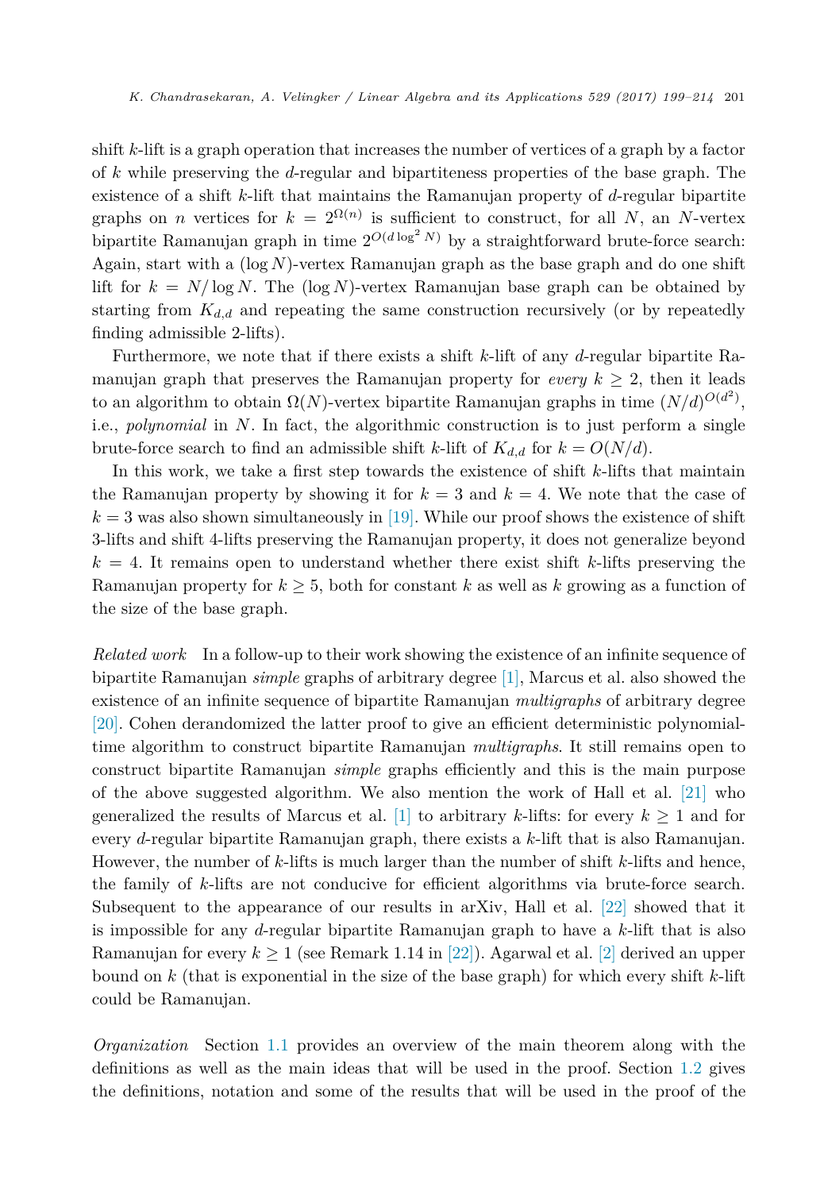shift $k$-lift is a graph operation that increases the number of vertices of a graph by a factor of $k$ while preserving the $d$-regular and bipartiteness properties of the base graph. The existence of a shift $k$-lift that maintains the Ramanujan property of $d$-regular bipartite graphs on $n$ vertices for $k = 2^{\Omega(n)}$ is sufficient to construct, for all $N$, an $N$-vertex bipartite Ramanujan graph in time $2^{O(d \log^2 N)}$ by a straightforward brute-force search: Again, start with a $(\log N)$-vertex Ramanujan graph as the base graph and do one shift lift for $k = N/\log N$. The $(\log N)$-vertex Ramanujan base graph can be obtained by starting from $K_{d,d}$ and repeating the same construction recursively (or by repeatedly finding admissible 2-lifts).

Furthermore, we note that if there exists a shift $k$-lift of any $d$-regular bipartite Ramanujan graph that preserves the Ramanujan property for *every* $k \geq 2$, then it leads to an algorithm to obtain $\Omega(N)$-vertex bipartite Ramanujan graphs in time $(N/d)^{O(d^2)}$, i.e., *polynomial* in $N$. In fact, the algorithmic construction is to just perform a single brute-force search to find an admissible shift $k$-lift of $K_{d,d}$ for $k = O(N/d)$.

In this work, we take a first step towards the existence of shift $k$-lifts that maintain the Ramanujan property by showing it for $k = 3$ and $k = 4$. We note that the case of $k = 3$ was also shown simultaneously in [19]. While our proof shows the existence of shift 3-lifts and shift 4-lifts preserving the Ramanujan property, it does not generalize beyond $k = 4$. It remains open to understand whether there exist shift $k$-lifts preserving the Ramanujan property for $k \geq 5$, both for constant $k$ as well as $k$ growing as a function of the size of the base graph.

*Related work* In a follow-up to their work showing the existence of an infinite sequence of bipartite Ramanujan *simple* graphs of arbitrary degree [1], Marcus et al. also showed the existence of an infinite sequence of bipartite Ramanujan *multigraphs* of arbitrary degree [20]. Cohen derandomized the latter proof to give an efficient deterministic polynomial-time algorithm to construct bipartite Ramanujan *multigraphs*. It still remains open to construct bipartite Ramanujan *simple* graphs efficiently and this is the main purpose of the above suggested algorithm. We also mention the work of Hall et al. [21] who generalized the results of Marcus et al. [1] to arbitrary $k$-lifts: for every $k \geq 1$ and for every $d$-regular bipartite Ramanujan graph, there exists a $k$-lift that is also Ramanujan. However, the number of $k$-lifts is much larger than the number of shift $k$-lifts and hence, the family of $k$-lifts are not conducive for efficient algorithms via brute-force search. Subsequent to the appearance of our results in arXiv, Hall et al. [22] showed that it is impossible for any $d$-regular bipartite Ramanujan graph to have a $k$-lift that is also Ramanujan for every $k \geq 1$ (see Remark 1.14 in [22]). Agarwal et al. [2] derived an upper bound on $k$ (that is exponential in the size of the base graph) for which every shift $k$-lift could be Ramanujan.

*Organization* Section 1.1 provides an overview of the main theorem along with the definitions as well as the main ideas that will be used in the proof. Section 1.2 gives the definitions, notation and some of the results that will be used in the proof of the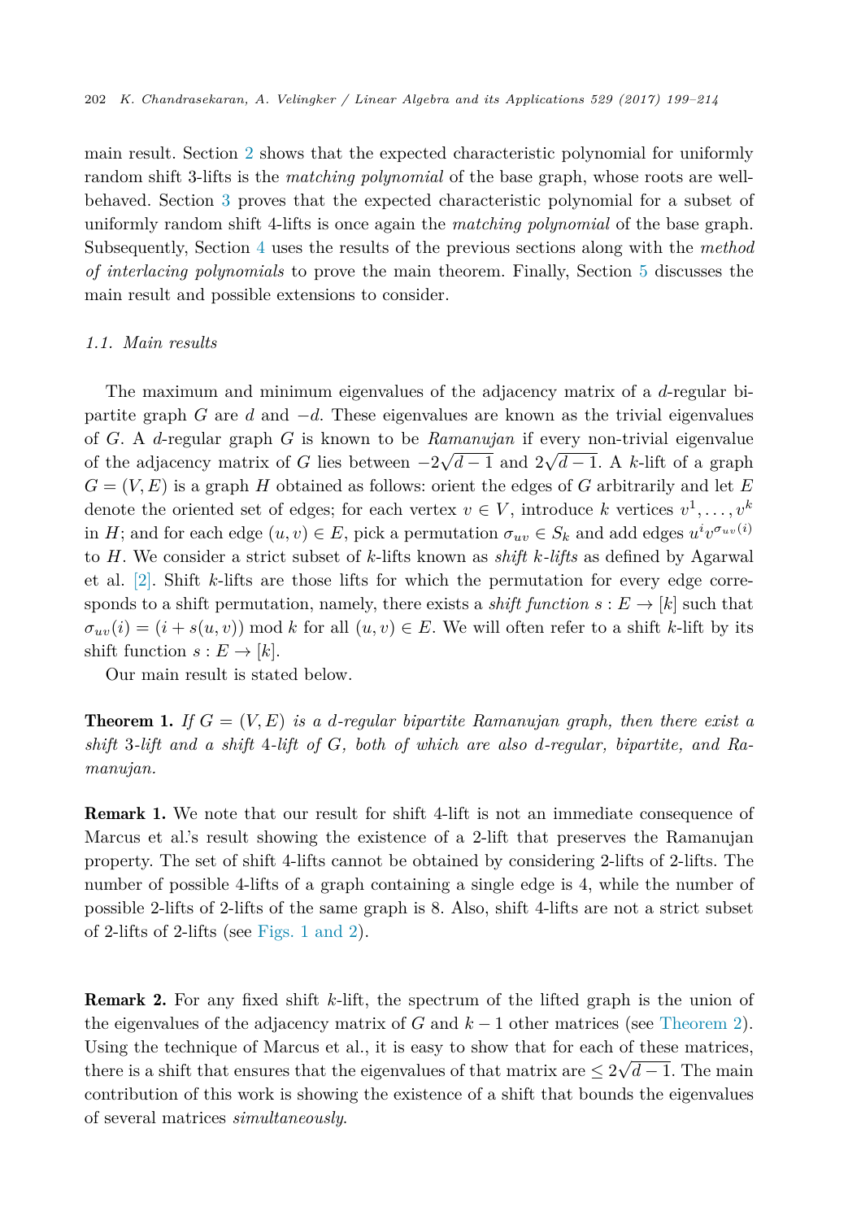main result. Section 2 shows that the expected characteristic polynomial for uniformly random shift 3-lifts is the *matching polynomial* of the base graph, whose roots are well-behaved. Section 3 proves that the expected characteristic polynomial for a subset of uniformly random shift 4-lifts is once again the *matching polynomial* of the base graph. Subsequently, Section 4 uses the results of the previous sections along with the *method of interlacing polynomials* to prove the main theorem. Finally, Section 5 discusses the main result and possible extensions to consider.

### 1.1. Main results

The maximum and minimum eigenvalues of the adjacency matrix of a $d$-regular bipartite graph $G$ are $d$ and $-d$. These eigenvalues are known as the trivial eigenvalues of $G$. A $d$-regular graph $G$ is known to be *Ramanujan* if every non-trivial eigenvalue of the adjacency matrix of $G$ lies between $-2\sqrt{d-1}$ and $2\sqrt{d-1}$. A $k$-lift of a graph $G = (V, E)$ is a graph $H$ obtained as follows: orient the edges of $G$ arbitrarily and let $E$ denote the oriented set of edges; for each vertex $v \in V$, introduce $k$ vertices $v^1, \ldots, v^k$ in $H$; and for each edge $(u, v) \in E$, pick a permutation $\sigma_{uv} \in S_k$ and add edges $u^i v^{\sigma_{uv}(i)}$ to $H$. We consider a strict subset of $k$-lifts known as *shift $k$-lifts* as defined by Agarwal et al. [2]. Shift $k$-lifts are those lifts for which the permutation for every edge corresponds to a shift permutation, namely, there exists a *shift function* $s : E \to [k]$ such that $\sigma_{uv}(i) = (i + s(u, v)) \bmod k$ for all $(u, v) \in E$. We will often refer to a shift $k$-lift by its shift function $s : E \to [k]$.

Our main result is stated below.

**Theorem 1.** *If $G = (V, E)$ is a $d$-regular bipartite Ramanujan graph, then there exist a shift 3-lift and a shift 4-lift of $G$, both of which are also $d$-regular, bipartite, and Ramanujan.*

**Remark 1.** We note that our result for shift 4-lift is not an immediate consequence of Marcus et al.'s result showing the existence of a 2-lift that preserves the Ramanujan property. The set of shift 4-lifts cannot be obtained by considering 2-lifts of 2-lifts. The number of possible 4-lifts of a graph containing a single edge is 4, while the number of possible 2-lifts of 2-lifts of the same graph is 8. Also, shift 4-lifts are not a strict subset of 2-lifts of 2-lifts (see Figs. 1 and 2).

**Remark 2.** For any fixed shift $k$-lift, the spectrum of the lifted graph is the union of the eigenvalues of the adjacency matrix of $G$ and $k - 1$ other matrices (see Theorem 2). Using the technique of Marcus et al., it is easy to show that for each of these matrices, there is a shift that ensures that the eigenvalues of that matrix are $\leq 2\sqrt{d-1}$. The main contribution of this work is showing the existence of a shift that bounds the eigenvalues of several matrices *simultaneously*.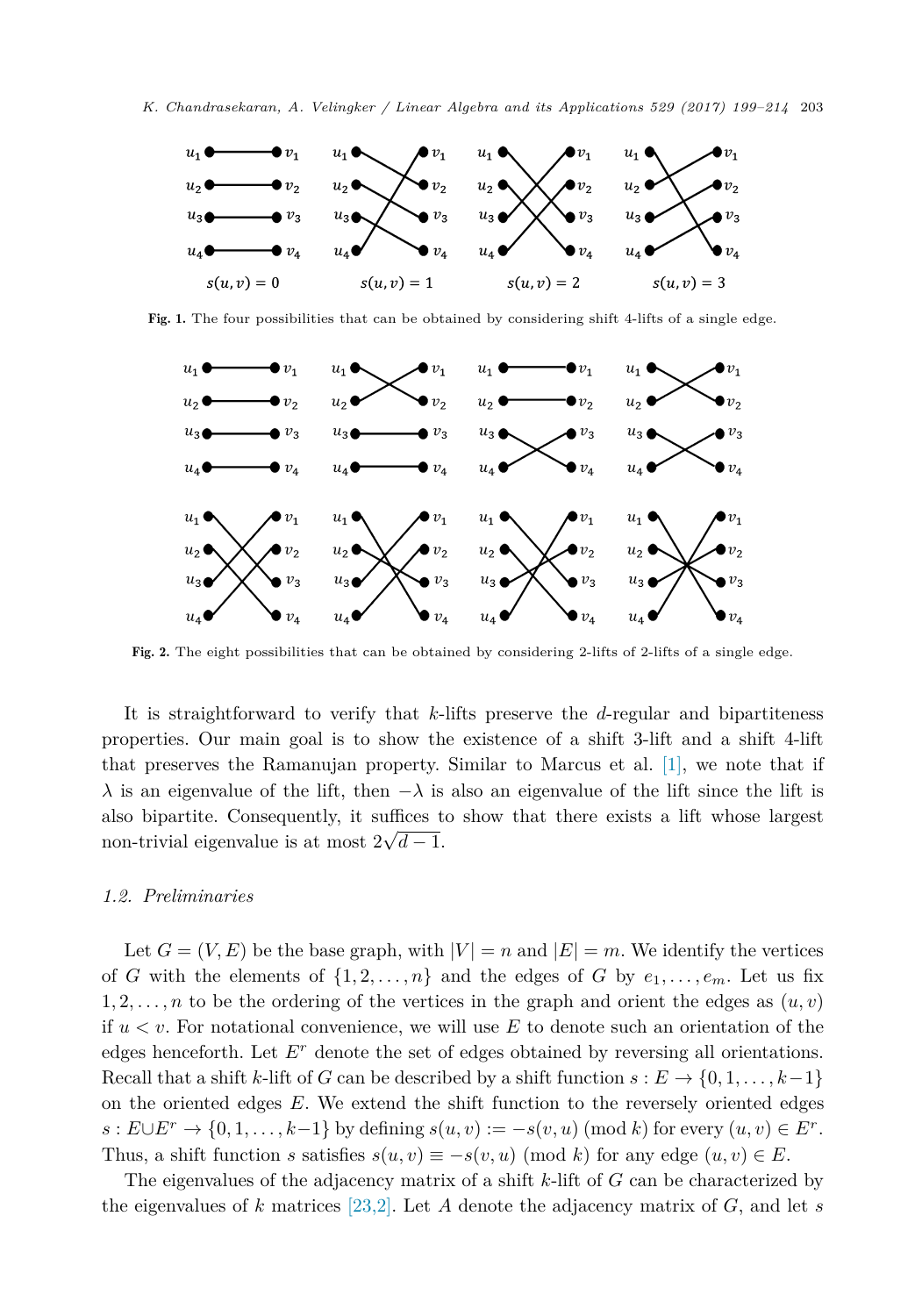**Fig. 1.** The four possibilities that can be obtained by considering shift 4-lifts of a single edge.

**Fig. 2.** The eight possibilities that can be obtained by considering 2-lifts of 2-lifts of a single edge.

It is straightforward to verify that $k$-lifts preserve the $d$-regular and bipartiteness properties. Our main goal is to show the existence of a shift 3-lift and a shift 4-lift that preserves the Ramanujan property. Similar to Marcus et al. [1], we note that if $\lambda$ is an eigenvalue of the lift, then $-\lambda$ is also an eigenvalue of the lift since the lift is also bipartite. Consequently, it suffices to show that there exists a lift whose largest non-trivial eigenvalue is at most $2\sqrt{d-1}$.

### 1.2. Preliminaries

Let $G = (V, E)$ be the base graph, with $|V| = n$ and $|E| = m$. We identify the vertices of $G$ with the elements of $\{1, 2, \ldots, n\}$ and the edges of $G$ by $e_1, \ldots, e_m$. Let us fix $1, 2, \ldots, n$ to be the ordering of the vertices in the graph and orient the edges as $(u, v)$ if $u < v$. For notational convenience, we will use $E$ to denote such an orientation of the edges henceforth. Let $E^r$ denote the set of edges obtained by reversing all orientations. Recall that a shift $k$-lift of $G$ can be described by a shift function $s : E \to \{0, 1, \ldots, k-1\}$ on the oriented edges $E$. We extend the shift function to the reversely oriented edges $s : E \cup E^r \to \{0, 1, \ldots, k-1\}$ by defining $s(u, v) := -s(v, u) \pmod{k}$ for every $(u, v) \in E^r$. Thus, a shift function $s$ satisfies $s(u, v) \equiv -s(v, u) \pmod{k}$ for any edge $(u, v) \in E$.

The eigenvalues of the adjacency matrix of a shift $k$-lift of $G$ can be characterized by the eigenvalues of $k$ matrices [23,2]. Let $A$ denote the adjacency matrix of $G$, and let $s$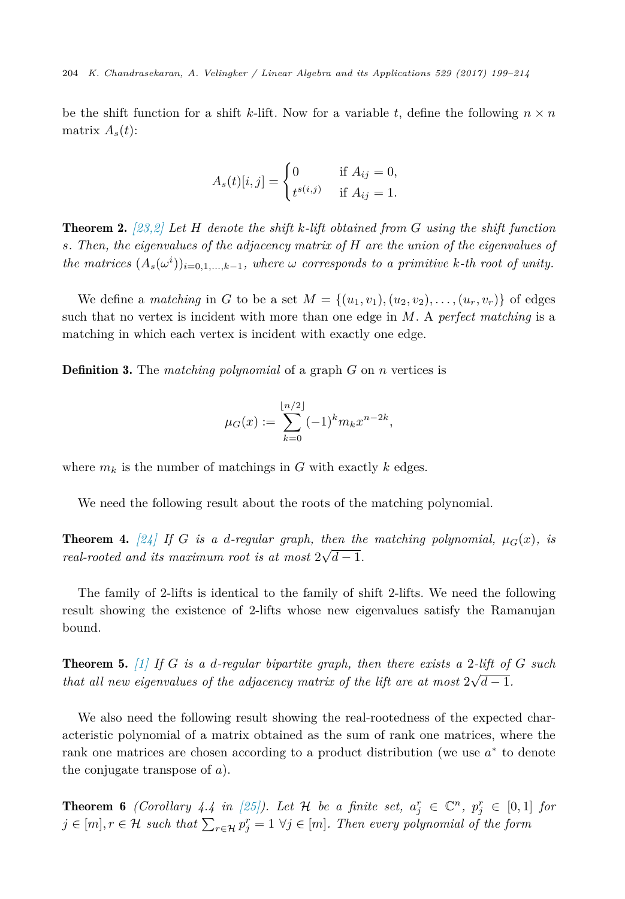be the shift function for a shift $k$-lift. Now for a variable $t$, define the following $n \times n$ matrix $A_s(t)$:

$$A_s(t)[i,j] = \begin{cases} 0 & \text{if } A_{ij} = 0, \\ t^{s(i,j)} & \text{if } A_{ij} = 1. \end{cases}$$

**Theorem 2.** *[23,2] Let $H$ denote the shift $k$-lift obtained from $G$ using the shift function $s$. Then, the eigenvalues of the adjacency matrix of $H$ are the union of the eigenvalues of the matrices $(A_s(\omega^i))_{i=0,1,\dots,k-1}$, where $\omega$ corresponds to a primitive $k$-th root of unity.*

We define a *matching* in $G$ to be a set $M = \{(u_1, v_1), (u_2, v_2), \dots, (u_r, v_r)\}$ of edges such that no vertex is incident with more than one edge in $M$. A *perfect matching* is a matching in which each vertex is incident with exactly one edge.

**Definition 3.** The *matching polynomial* of a graph $G$ on $n$ vertices is

$$\mu_G(x) := \sum_{k=0}^{\lfloor n/2 \rfloor} (-1)^k m_k x^{n-2k},$$

where $m_k$ is the number of matchings in $G$ with exactly $k$ edges.

We need the following result about the roots of the matching polynomial.

**Theorem 4.** *[24] If $G$ is a $d$-regular graph, then the matching polynomial, $\mu_G(x)$, is real-rooted and its maximum root is at most $2\sqrt{d-1}$.*

The family of 2-lifts is identical to the family of shift 2-lifts. We need the following result showing the existence of 2-lifts whose new eigenvalues satisfy the Ramanujan bound.

**Theorem 5.** *[1] If $G$ is a $d$-regular bipartite graph, then there exists a 2-lift of $G$ such that all new eigenvalues of the adjacency matrix of the lift are at most $2\sqrt{d-1}$.*

We also need the following result showing the real-rootedness of the expected characteristic polynomial of a matrix obtained as the sum of rank one matrices, where the rank one matrices are chosen according to a product distribution (we use $a^*$ to denote the conjugate transpose of $a$).

**Theorem 6** *(Corollary 4.4 in [25]). Let $\mathcal{H}$ be a finite set, $a_j^r \in \mathbb{C}^n$, $p_j^r \in [0,1]$ for $j \in [m], r \in \mathcal{H}$ such that $\sum_{r \in \mathcal{H}} p_j^r = 1 \ \forall j \in [m]$. Then every polynomial of the form*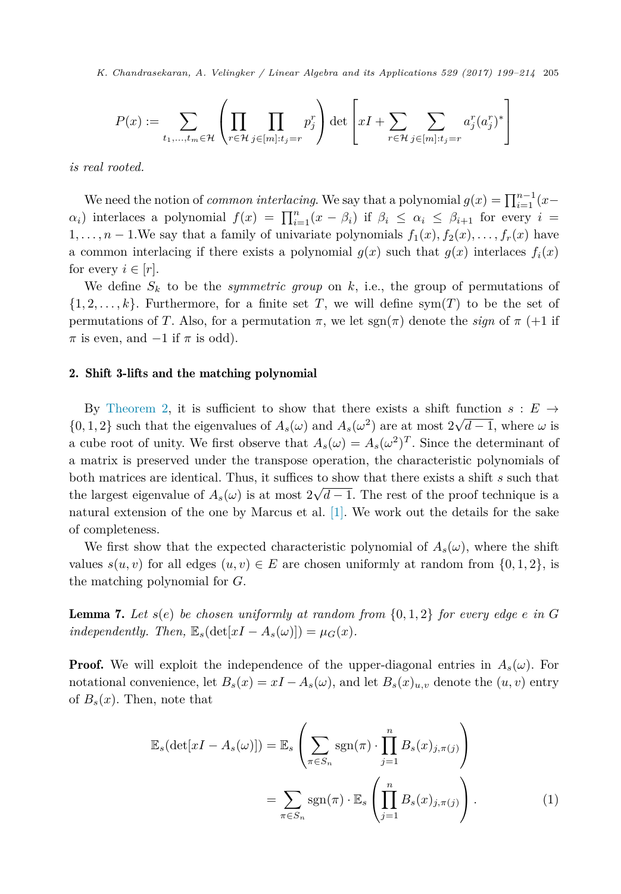$$P(x) := \sum_{t_1,\ldots,t_m \in \mathcal{H}} \left( \prod_{r \in \mathcal{H}} \prod_{j \in [m]: t_j = r} p_j^r \right) \det \left[ xI + \sum_{r \in \mathcal{H}} \sum_{j \in [m]: t_j = r} a_j^r (a_j^r)^* \right]$$

*is real rooted.*

We need the notion of *common interlacing*. We say that a polynomial $g(x) = \prod_{i=1}^{n-1}(x - \alpha_i)$ interlaces a polynomial $f(x) = \prod_{i=1}^{n}(x - \beta_i)$ if $\beta_i \leq \alpha_i \leq \beta_{i+1}$ for every $i = 1, \ldots, n-1$. We say that a family of univariate polynomials $f_1(x), f_2(x), \ldots, f_r(x)$ have a common interlacing if there exists a polynomial $g(x)$ such that $g(x)$ interlaces $f_i(x)$ for every $i \in [r]$.

We define $S_k$ to be the *symmetric group* on $k$, i.e., the group of permutations of $\{1, 2, \ldots, k\}$. Furthermore, for a finite set $T$, we will define $\text{sym}(T)$ to be the set of permutations of $T$. Also, for a permutation $\pi$, we let $\text{sgn}(\pi)$ denote the *sign* of $\pi$ (+1 if $\pi$ is even, and $-1$ if $\pi$ is odd).

## 2. Shift 3-lifts and the matching polynomial

By Theorem 2, it is sufficient to show that there exists a shift function $s : E \to \{0, 1, 2\}$ such that the eigenvalues of $A_s(\omega)$ and $A_s(\omega^2)$ are at most $2\sqrt{d-1}$, where $\omega$ is a cube root of unity. We first observe that $A_s(\omega) = A_s(\omega^2)^T$. Since the determinant of a matrix is preserved under the transpose operation, the characteristic polynomials of both matrices are identical. Thus, it suffices to show that there exists a shift $s$ such that the largest eigenvalue of $A_s(\omega)$ is at most $2\sqrt{d-1}$. The rest of the proof technique is a natural extension of the one by Marcus et al. [1]. We work out the details for the sake of completeness.

We first show that the expected characteristic polynomial of $A_s(\omega)$, where the shift values $s(u, v)$ for all edges $(u, v) \in E$ are chosen uniformly at random from $\{0, 1, 2\}$, is the matching polynomial for $G$.

**Lemma 7.** *Let $s(e)$ be chosen uniformly at random from $\{0, 1, 2\}$ for every edge $e$ in $G$ independently. Then, $\mathbb{E}_s(\det[xI - A_s(\omega)]) = \mu_G(x)$.*

**Proof.** We will exploit the independence of the upper-diagonal entries in $A_s(\omega)$. For notational convenience, let $B_s(x) = xI - A_s(\omega)$, and let $B_s(x)_{u,v}$ denote the $(u, v)$ entry of $B_s(x)$. Then, note that

$$\begin{aligned}
\mathbb{E}_s(\det[xI - A_s(\omega)]) &= \mathbb{E}_s \left( \sum_{\pi \in S_n} \text{sgn}(\pi) \cdot \prod_{j=1}^{n} B_s(x)_{j,\pi(j)} \right) \\
&= \sum_{\pi \in S_n} \text{sgn}(\pi) \cdot \mathbb{E}_s \left( \prod_{j=1}^{n} B_s(x)_{j,\pi(j)} \right). \qquad (1)
\end{aligned}$$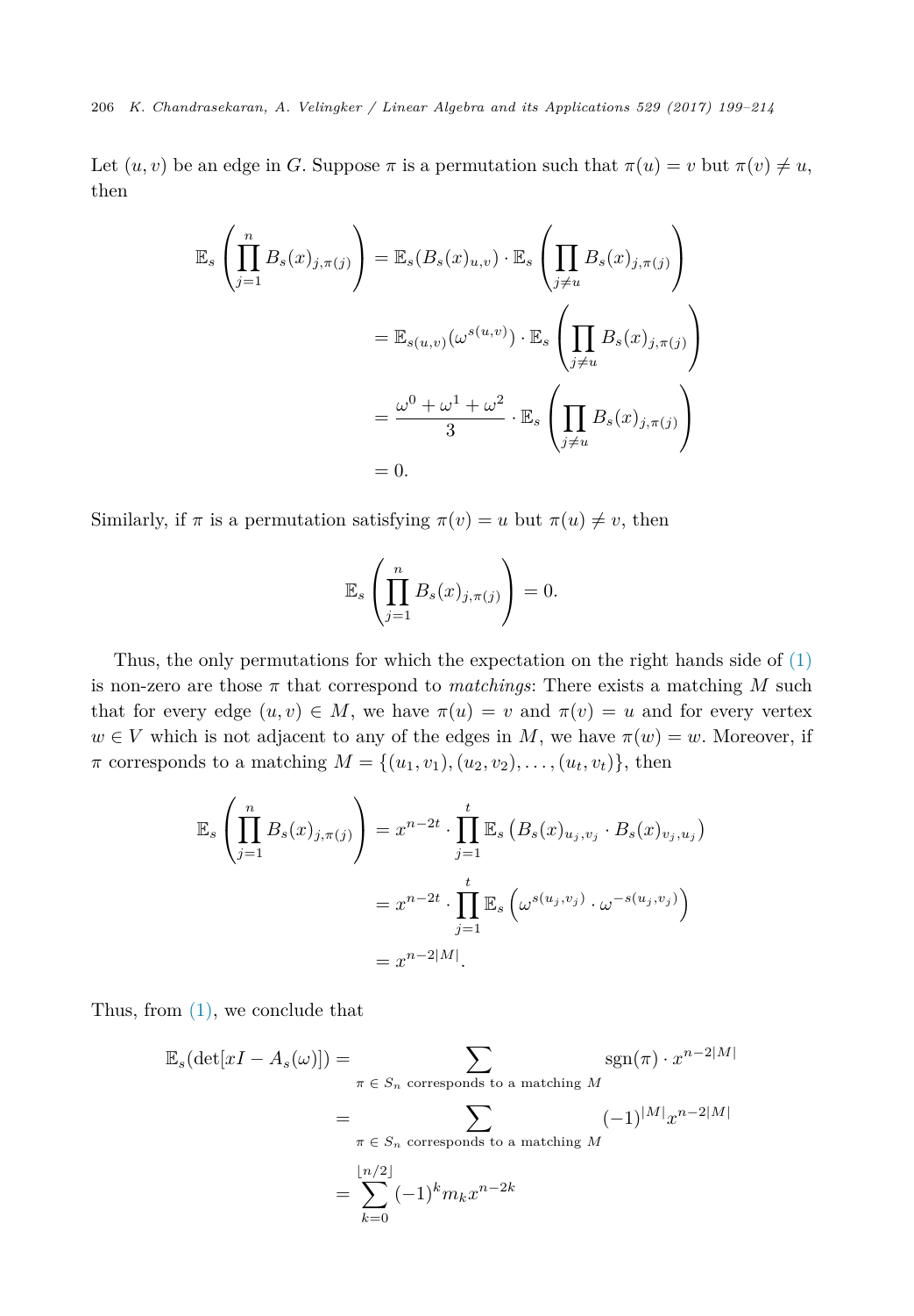Let $(u, v)$ be an edge in $G$. Suppose $\pi$ is a permutation such that $\pi(u) = v$ but $\pi(v) \neq u$, then

$$
\begin{aligned}
\mathbb{E}_s\left(\prod_{j=1}^{n} B_s(x)_{j,\pi(j)}\right) &= \mathbb{E}_s(B_s(x)_{u,v}) \cdot \mathbb{E}_s\left(\prod_{j \neq u} B_s(x)_{j,\pi(j)}\right) \\
&= \mathbb{E}_{s(u,v)}(\omega^{s(u,v)}) \cdot \mathbb{E}_s\left(\prod_{j \neq u} B_s(x)_{j,\pi(j)}\right) \\
&= \frac{\omega^0 + \omega^1 + \omega^2}{3} \cdot \mathbb{E}_s\left(\prod_{j \neq u} B_s(x)_{j,\pi(j)}\right) \\
&= 0.
\end{aligned}
$$

Similarly, if $\pi$ is a permutation satisfying $\pi(v) = u$ but $\pi(u) \neq v$, then

$$
\mathbb{E}_s\left(\prod_{j=1}^{n} B_s(x)_{j,\pi(j)}\right) = 0.
$$

Thus, the only permutations for which the expectation on the right hands side of (1) is non-zero are those $\pi$ that correspond to *matchings*: There exists a matching $M$ such that for every edge $(u, v) \in M$, we have $\pi(u) = v$ and $\pi(v) = u$ and for every vertex $w \in V$ which is not adjacent to any of the edges in $M$, we have $\pi(w) = w$. Moreover, if $\pi$ corresponds to a matching $M = \{(u_1, v_1), (u_2, v_2), \ldots, (u_t, v_t)\}$, then

$$
\begin{aligned}
\mathbb{E}_s\left(\prod_{j=1}^{n} B_s(x)_{j,\pi(j)}\right) &= x^{n-2t} \cdot \prod_{j=1}^{t} \mathbb{E}_s\left(B_s(x)_{u_j,v_j} \cdot B_s(x)_{v_j,u_j}\right) \\
&= x^{n-2t} \cdot \prod_{j=1}^{t} \mathbb{E}_s\left(\omega^{s(u_j,v_j)} \cdot \omega^{-s(u_j,v_j)}\right) \\
&= x^{n-2|M|}.
\end{aligned}
$$

Thus, from (1), we conclude that

$$
\begin{aligned}
\mathbb{E}_s(\det[xI - A_s(\omega)]) &= \sum_{\pi \in S_n \text{ corresponds to a matching } M} \operatorname{sgn}(\pi) \cdot x^{n-2|M|} \\
&= \sum_{\pi \in S_n \text{ corresponds to a matching } M} (-1)^{|M|} x^{n-2|M|} \\
&= \sum_{k=0}^{\lfloor n/2 \rfloor} (-1)^k m_k x^{n-2k}
\end{aligned}
$$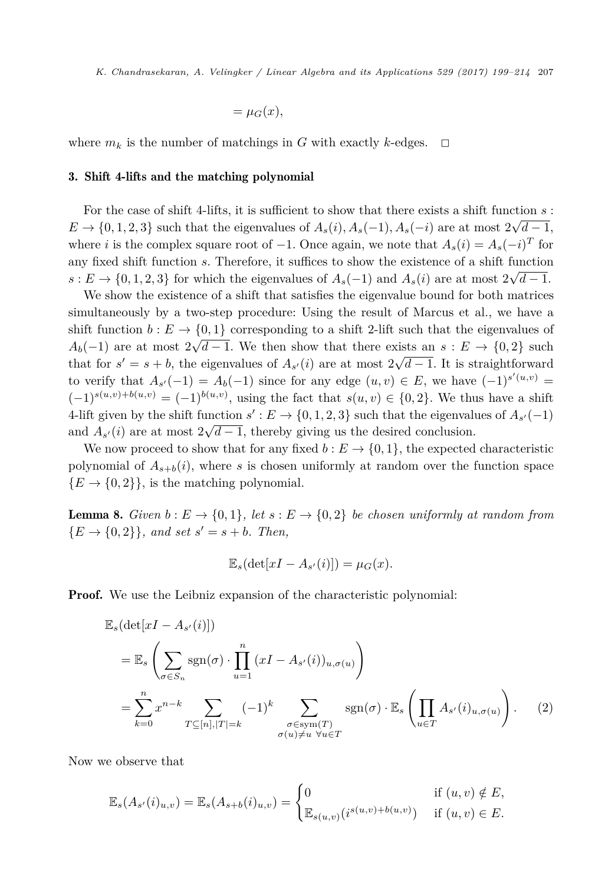$$= \mu_G(x),$$

where $m_k$ is the number of matchings in $G$ with exactly $k$-edges. $\square$

## 3. Shift 4-lifts and the matching polynomial

For the case of shift 4-lifts, it is sufficient to show that there exists a shift function $s : E \to \{0, 1, 2, 3\}$ such that the eigenvalues of $A_s(i), A_s(-1), A_s(-i)$ are at most $2\sqrt{d-1}$, where $i$ is the complex square root of $-1$. Once again, we note that $A_s(i) = A_s(-i)^T$ for any fixed shift function $s$. Therefore, it suffices to show the existence of a shift function $s : E \to \{0, 1, 2, 3\}$ for which the eigenvalues of $A_s(-1)$ and $A_s(i)$ are at most $2\sqrt{d-1}$.

We show the existence of a shift that satisfies the eigenvalue bound for both matrices simultaneously by a two-step procedure: Using the result of Marcus et al., we have a shift function $b : E \to \{0, 1\}$ corresponding to a shift 2-lift such that the eigenvalues of $A_b(-1)$ are at most $2\sqrt{d-1}$. We then show that there exists an $s : E \to \{0, 2\}$ such that for $s' = s + b$, the eigenvalues of $A_{s'}(i)$ are at most $2\sqrt{d-1}$. It is straightforward to verify that $A_{s'}(-1) = A_b(-1)$ since for any edge $(u, v) \in E$, we have $(-1)^{s'(u,v)} = (-1)^{s(u,v)+b(u,v)} = (-1)^{b(u,v)}$, using the fact that $s(u, v) \in \{0, 2\}$. We thus have a shift 4-lift given by the shift function $s' : E \to \{0, 1, 2, 3\}$ such that the eigenvalues of $A_{s'}(-1)$ and $A_{s'}(i)$ are at most $2\sqrt{d-1}$, thereby giving us the desired conclusion.

We now proceed to show that for any fixed $b : E \to \{0, 1\}$, the expected characteristic polynomial of $A_{s+b}(i)$, where $s$ is chosen uniformly at random over the function space $\{E \to \{0, 2\}\}$, is the matching polynomial.

**Lemma 8.** *Given $b : E \to \{0, 1\}$, let $s : E \to \{0, 2\}$ be chosen uniformly at random from $\{E \to \{0, 2\}\}$, and set $s' = s + b$. Then,*

$$\mathbb{E}_s(\det[xI - A_{s'}(i)]) = \mu_G(x).$$

**Proof.** We use the Leibniz expansion of the characteristic polynomial:

$$\begin{aligned}
&\mathbb{E}_s(\det[xI - A_{s'}(i)]) \\
&= \mathbb{E}_s\left(\sum_{\sigma \in S_n} \operatorname{sgn}(\sigma) \cdot \prod_{u=1}^{n} (xI - A_{s'}(i))_{u,\sigma(u)}\right) \\
&= \sum_{k=0}^{n} x^{n-k} \sum_{T \subseteq [n], |T|=k} (-1)^k \sum_{\substack{\sigma \in \text{sym}(T) \\ \sigma(u) \neq u \ \forall u \in T}} \operatorname{sgn}(\sigma) \cdot \mathbb{E}_s\left(\prod_{u \in T} A_{s'}(i)_{u,\sigma(u)}\right). \qquad (2)
\end{aligned}$$

Now we observe that

$$\mathbb{E}_s(A_{s'}(i)_{u,v}) = \mathbb{E}_s(A_{s+b}(i)_{u,v}) = \begin{cases} 0 & \text{if } (u, v) \notin E, \\ \mathbb{E}_{s(u,v)}\left(i^{s(u,v)+b(u,v)}\right) & \text{if } (u, v) \in E. \end{cases}$$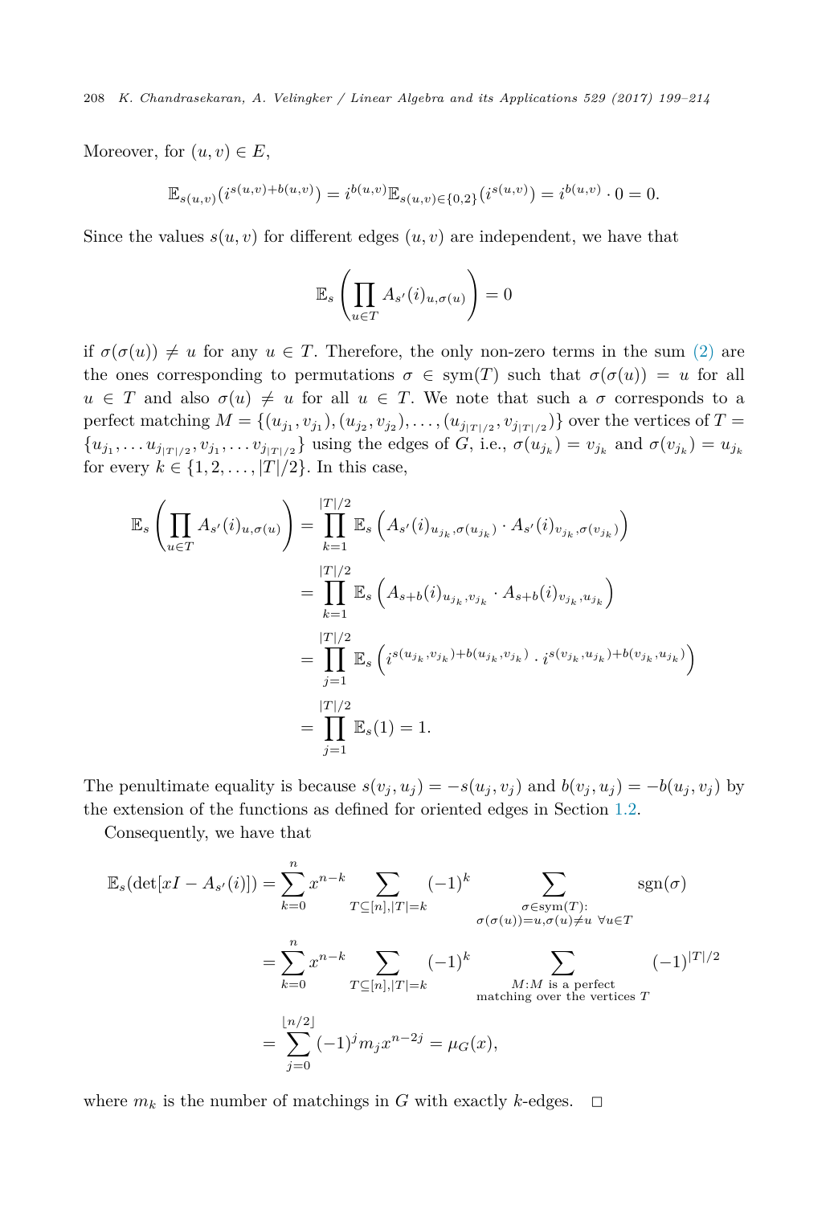Moreover, for $(u, v) \in E$,

$$\mathbb{E}_{s(u,v)}(i^{s(u,v)+b(u,v)}) = i^{b(u,v)}\mathbb{E}_{s(u,v)\in\{0,2\}}(i^{s(u,v)}) = i^{b(u,v)} \cdot 0 = 0.$$

Since the values $s(u, v)$ for different edges $(u, v)$ are independent, we have that

$$\mathbb{E}_s\left(\prod_{u\in T} A_{s'}(i)_{u,\sigma(u)}\right) = 0$$

if $\sigma(\sigma(u)) \neq u$ for any $u \in T$. Therefore, the only non-zero terms in the sum (2) are the ones corresponding to permutations $\sigma \in \text{sym}(T)$ such that $\sigma(\sigma(u)) = u$ for all $u \in T$ and also $\sigma(u) \neq u$ for all $u \in T$. We note that such a $\sigma$ corresponds to a perfect matching $M = \{(u_{j_1}, v_{j_1}), (u_{j_2}, v_{j_2}), \ldots, (u_{j_{|T|/2}}, v_{j_{|T|/2}})\}$ over the vertices of $T = \{u_{j_1}, \ldots u_{j_{|T|/2}}, v_{j_1}, \ldots v_{j_{|T|/2}}\}$ using the edges of $G$, i.e., $\sigma(u_{j_k}) = v_{j_k}$ and $\sigma(v_{j_k}) = u_{j_k}$ for every $k \in \{1, 2, \ldots, |T|/2\}$. In this case,

$$\begin{aligned}
\mathbb{E}_s\left(\prod_{u\in T} A_{s'}(i)_{u,\sigma(u)}\right) &= \prod_{k=1}^{|T|/2} \mathbb{E}_s\left(A_{s'}(i)_{u_{j_k},\sigma(u_{j_k})} \cdot A_{s'}(i)_{v_{j_k},\sigma(v_{j_k})}\right) \\
&= \prod_{k=1}^{|T|/2} \mathbb{E}_s\left(A_{s+b}(i)_{u_{j_k},v_{j_k}} \cdot A_{s+b}(i)_{v_{j_k},u_{j_k}}\right) \\
&= \prod_{j=1}^{|T|/2} \mathbb{E}_s\left(i^{s(u_{j_k},v_{j_k})+b(u_{j_k},v_{j_k})} \cdot i^{s(v_{j_k},u_{j_k})+b(v_{j_k},u_{j_k})}\right) \\
&= \prod_{j=1}^{|T|/2} \mathbb{E}_s(1) = 1.
\end{aligned}$$

The penultimate equality is because $s(v_j, u_j) = -s(u_j, v_j)$ and $b(v_j, u_j) = -b(u_j, v_j)$ by the extension of the functions as defined for oriented edges in Section 1.2.

Consequently, we have that

$$\begin{aligned}
\mathbb{E}_s(\det[xI - A_{s'}(i)]) &= \sum_{k=0}^{n} x^{n-k} \sum_{T\subseteq[n], |T|=k} (-1)^k \sum_{\substack{\sigma\in\text{sym}(T):\\ \sigma(\sigma(u))=u, \sigma(u)\neq u\ \forall u\in T}} \text{sgn}(\sigma) \\
&= \sum_{k=0}^{n} x^{n-k} \sum_{T\subseteq[n], |T|=k} (-1)^k \sum_{\substack{M: M \text{ is a perfect}\\ \text{matching over the vertices } T}} (-1)^{|T|/2} \\
&= \sum_{j=0}^{\lfloor n/2\rfloor} (-1)^j m_j x^{n-2j} = \mu_G(x),
\end{aligned}$$

where $m_k$ is the number of matchings in $G$ with exactly $k$-edges. $\square$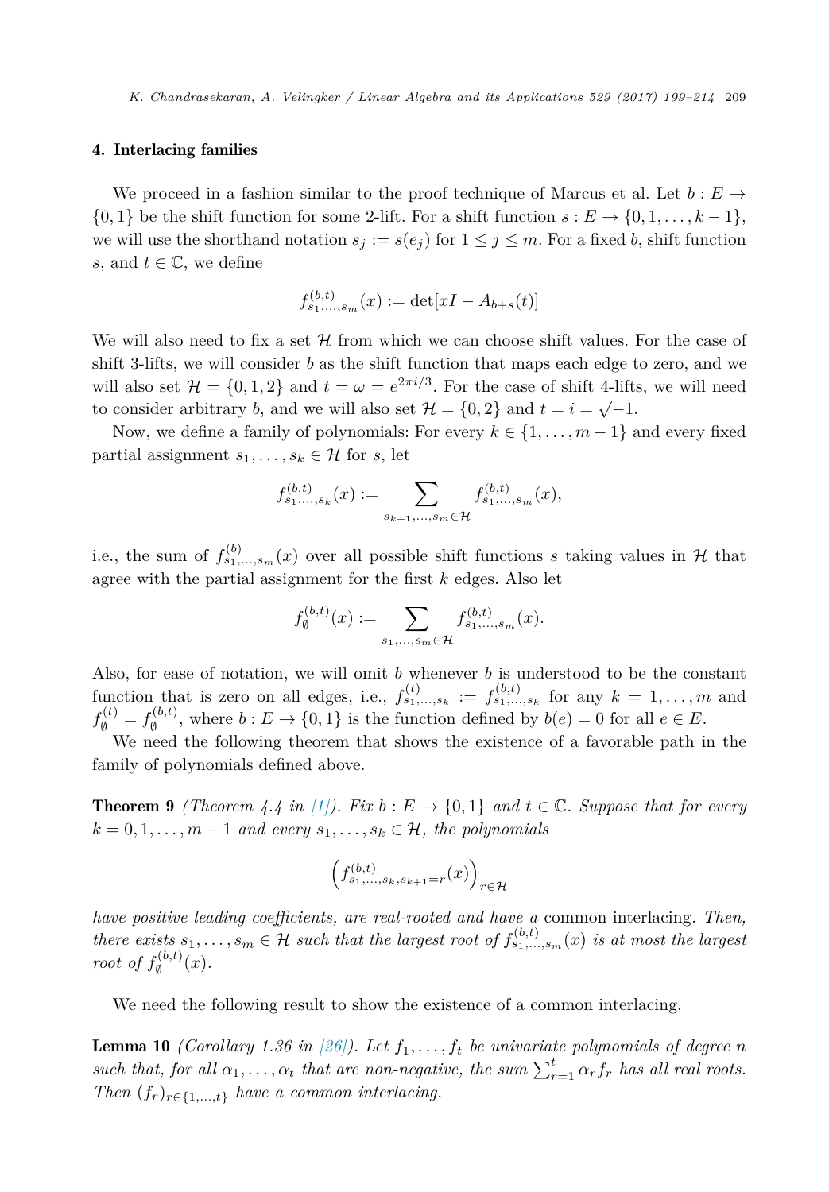## 4. Interlacing families

We proceed in a fashion similar to the proof technique of Marcus et al. Let $b : E \to \{0, 1\}$ be the shift function for some 2-lift. For a shift function $s : E \to \{0, 1, \dots, k-1\}$, we will use the shorthand notation $s_j := s(e_j)$ for $1 \le j \le m$. For a fixed $b$, shift function $s$, and $t \in \mathbb{C}$, we define

$$f^{(b,t)}_{s_1,\dots,s_m}(x) := \det[xI - A_{b+s}(t)]$$

We will also need to fix a set $\mathcal{H}$ from which we can choose shift values. For the case of shift 3-lifts, we will consider $b$ as the shift function that maps each edge to zero, and we will also set $\mathcal{H} = \{0, 1, 2\}$ and $t = \omega = e^{2\pi i/3}$. For the case of shift 4-lifts, we will need to consider arbitrary $b$, and we will also set $\mathcal{H} = \{0, 2\}$ and $t = i = \sqrt{-1}$.

Now, we define a family of polynomials: For every $k \in \{1, \dots, m-1\}$ and every fixed partial assignment $s_1, \dots, s_k \in \mathcal{H}$ for $s$, let

$$f^{(b,t)}_{s_1,\dots,s_k}(x) := \sum_{s_{k+1},\dots,s_m \in \mathcal{H}} f^{(b,t)}_{s_1,\dots,s_m}(x),$$

i.e., the sum of $f^{(b)}_{s_1,\dots,s_m}(x)$ over all possible shift functions $s$ taking values in $\mathcal{H}$ that agree with the partial assignment for the first $k$ edges. Also let

$$f^{(b,t)}_{\emptyset}(x) := \sum_{s_1,\dots,s_m \in \mathcal{H}} f^{(b,t)}_{s_1,\dots,s_m}(x).$$

Also, for ease of notation, we will omit $b$ whenever $b$ is understood to be the constant function that is zero on all edges, i.e., $f^{(t)}_{s_1,\dots,s_k} := f^{(b,t)}_{s_1,\dots,s_k}$ for any $k = 1, \dots, m$ and $f^{(t)}_{\emptyset} = f^{(b,t)}_{\emptyset}$, where $b : E \to \{0, 1\}$ is the function defined by $b(e) = 0$ for all $e \in E$.

We need the following theorem that shows the existence of a favorable path in the family of polynomials defined above.

**Theorem 9** *(Theorem 4.4 in [1]). Fix $b : E \to \{0, 1\}$ and $t \in \mathbb{C}$. Suppose that for every $k = 0, 1, \dots, m-1$ and every $s_1, \dots, s_k \in \mathcal{H}$, the polynomials*

$$\left(f^{(b,t)}_{s_1,\dots,s_k,s_{k+1}=r}(x)\right)_{r \in \mathcal{H}}$$

*have positive leading coefficients, are real-rooted and have a* common interlacing*. Then, there exists $s_1, \dots, s_m \in \mathcal{H}$ such that the largest root of $f^{(b,t)}_{s_1,\dots,s_m}(x)$ is at most the largest root of $f^{(b,t)}_{\emptyset}(x)$.*

We need the following result to show the existence of a common interlacing.

**Lemma 10** *(Corollary 1.36 in [26]). Let $f_1, \dots, f_t$ be univariate polynomials of degree $n$ such that, for all $\alpha_1, \dots, \alpha_t$ that are non-negative, the sum $\sum_{r=1}^{t} \alpha_r f_r$ has all real roots. Then $(f_r)_{r \in \{1,\dots,t\}}$ have a common interlacing.*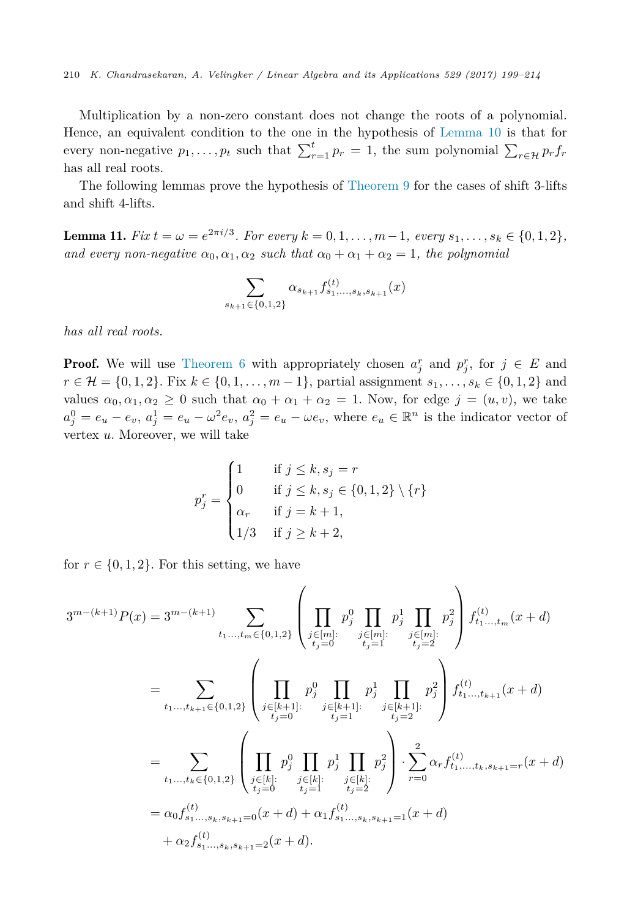Multiplication by a non-zero constant does not change the roots of a polynomial. Hence, an equivalent condition to the one in the hypothesis of Lemma 10 is that for every non-negative $p_1, \ldots, p_t$ such that $\sum_{r=1}^{t} p_r = 1$, the sum polynomial $\sum_{r\in\mathcal{H}} p_r f_r$ has all real roots.

The following lemmas prove the hypothesis of Theorem 9 for the cases of shift 3-lifts and shift 4-lifts.

**Lemma 11.** *Fix $t = \omega = e^{2\pi i/3}$. For every $k = 0, 1, \ldots, m-1$, every $s_1, \ldots, s_k \in \{0, 1, 2\}$, and every non-negative $\alpha_0, \alpha_1, \alpha_2$ such that $\alpha_0 + \alpha_1 + \alpha_2 = 1$, the polynomial*

$$\sum_{s_{k+1}\in\{0,1,2\}} \alpha_{s_{k+1}} f^{(t)}_{s_1,\ldots,s_k,s_{k+1}}(x)$$

*has all real roots.*

**Proof.** We will use Theorem 6 with appropriately chosen $a_j^r$ and $p_j^r$, for $j \in E$ and $r \in \mathcal{H} = \{0, 1, 2\}$. Fix $k \in \{0, 1, \ldots, m-1\}$, partial assignment $s_1, \ldots, s_k \in \{0, 1, 2\}$ and values $\alpha_0, \alpha_1, \alpha_2 \geq 0$ such that $\alpha_0 + \alpha_1 + \alpha_2 = 1$. Now, for edge $j = (u, v)$, we take $a_j^0 = e_u - e_v$, $a_j^1 = e_u - \omega^2 e_v$, $a_j^2 = e_u - \omega e_v$, where $e_u \in \mathbb{R}^n$ is the indicator vector of vertex $u$. Moreover, we will take

$$p_j^r = \begin{cases} 1 & \text{if } j \leq k, s_j = r \\ 0 & \text{if } j \leq k, s_j \in \{0,1,2\} \setminus \{r\} \\ \alpha_r & \text{if } j = k+1, \\ 1/3 & \text{if } j \geq k+2, \end{cases}$$

for $r \in \{0, 1, 2\}$. For this setting, we have

$$\begin{aligned}
3^{m-(k+1)} P(x) &= 3^{m-(k+1)} \sum_{t_1 \ldots, t_m \in \{0,1,2\}} \left( \prod_{\substack{j\in[m]:\\ t_j=0}} p_j^0 \prod_{\substack{j\in[m]:\\ t_j=1}} p_j^1 \prod_{\substack{j\in[m]:\\ t_j=2}} p_j^2 \right) f^{(t)}_{t_1\ldots,t_m}(x+d) \\
&= \sum_{t_1 \ldots, t_{k+1} \in \{0,1,2\}} \left( \prod_{\substack{j\in[k+1]:\\ t_j=0}} p_j^0 \prod_{\substack{j\in[k+1]:\\ t_j=1}} p_j^1 \prod_{\substack{j\in[k+1]:\\ t_j=2}} p_j^2 \right) f^{(t)}_{t_1\ldots,t_{k+1}}(x+d) \\
&= \sum_{t_1 \ldots, t_k \in \{0,1,2\}} \left( \prod_{\substack{j\in[k]:\\ t_j=0}} p_j^0 \prod_{\substack{j\in[k]:\\ t_j=1}} p_j^1 \prod_{\substack{j\in[k]:\\ t_j=2}} p_j^2 \right) \cdot \sum_{r=0}^{2} \alpha_r f^{(t)}_{t_1,\ldots,t_k,s_{k+1}=r}(x+d) \\
&= \alpha_0 f^{(t)}_{s_1\ldots,s_k,s_{k+1}=0}(x+d) + \alpha_1 f^{(t)}_{s_1\ldots,s_k,s_{k+1}=1}(x+d) \\
&\quad + \alpha_2 f^{(t)}_{s_1\ldots,s_k,s_{k+1}=2}(x+d).
\end{aligned}$$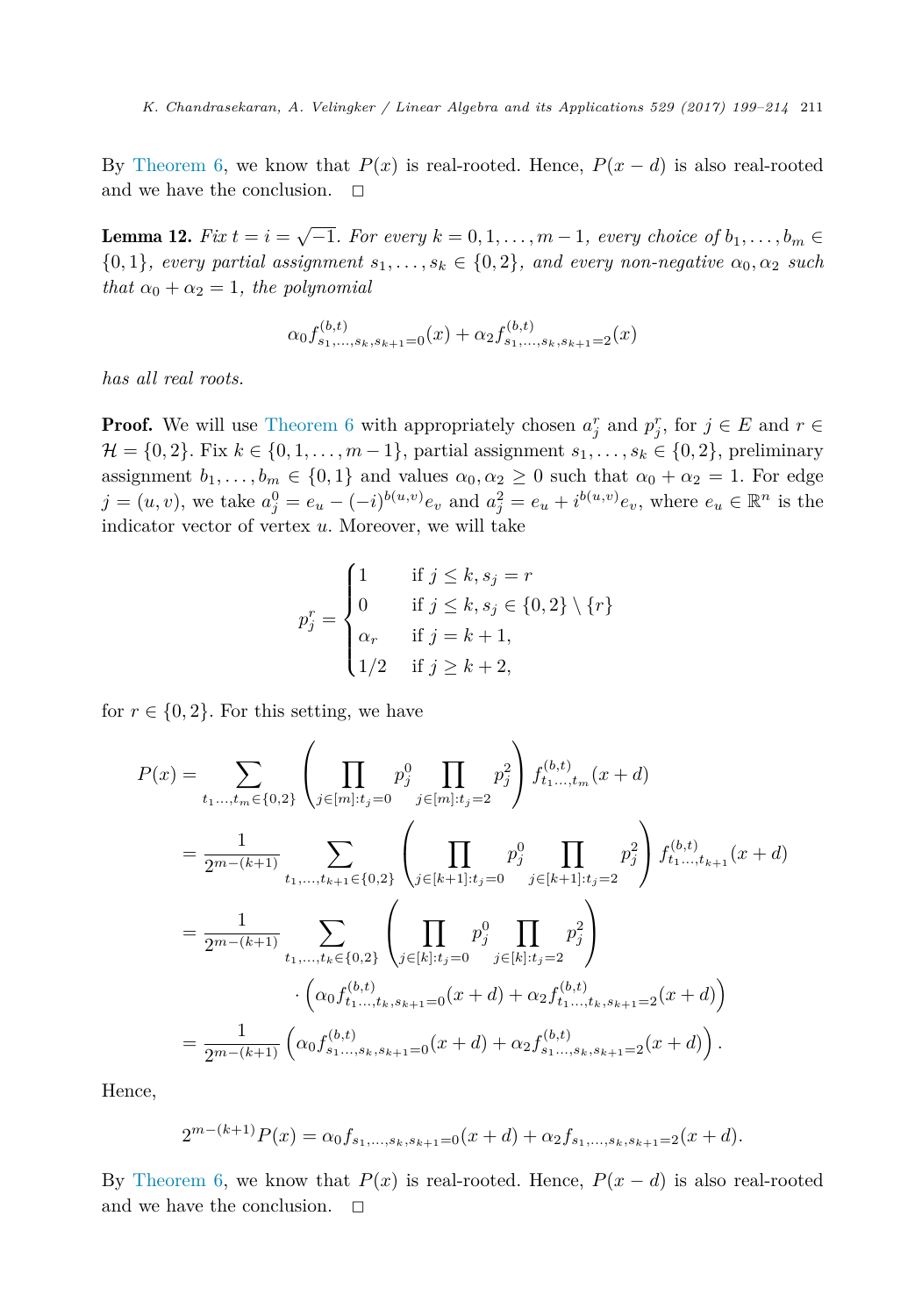By Theorem 6, we know that $P(x)$ is real-rooted. Hence, $P(x-d)$ is also real-rooted and we have the conclusion. $\square$

**Lemma 12.** *Fix $t = i = \sqrt{-1}$. For every $k = 0, 1, \ldots, m-1$, every choice of $b_1, \ldots, b_m \in \{0, 1\}$, every partial assignment $s_1, \ldots, s_k \in \{0, 2\}$, and every non-negative $\alpha_0, \alpha_2$ such that $\alpha_0 + \alpha_2 = 1$, the polynomial*

$$\alpha_0 f^{(b,t)}_{s_1,\ldots,s_k,s_{k+1}=0}(x) + \alpha_2 f^{(b,t)}_{s_1,\ldots,s_k,s_{k+1}=2}(x)$$

*has all real roots.*

**Proof.** We will use Theorem 6 with appropriately chosen $a^r_j$ and $p^r_j$, for $j \in E$ and $r \in \mathcal{H} = \{0, 2\}$. Fix $k \in \{0, 1, \ldots, m-1\}$, partial assignment $s_1, \ldots, s_k \in \{0, 2\}$, preliminary assignment $b_1, \ldots, b_m \in \{0, 1\}$ and values $\alpha_0, \alpha_2 \geq 0$ such that $\alpha_0 + \alpha_2 = 1$. For edge $j = (u, v)$, we take $a^0_j = e_u - (-i)^{b(u,v)} e_v$ and $a^2_j = e_u + i^{b(u,v)} e_v$, where $e_u \in \mathbb{R}^n$ is the indicator vector of vertex $u$. Moreover, we will take

$$p^r_j = \begin{cases} 1 & \text{if } j \leq k, s_j = r \\ 0 & \text{if } j \leq k, s_j \in \{0,2\} \setminus \{r\} \\ \alpha_r & \text{if } j = k+1, \\ 1/2 & \text{if } j \geq k+2, \end{cases}$$

for $r \in \{0, 2\}$. For this setting, we have

$$\begin{aligned} P(x) &= \sum_{t_1\ldots,t_m \in \{0,2\}} \left( \prod_{j \in [m]: t_j = 0} p^0_j \prod_{j \in [m]: t_j = 2} p^2_j \right) f^{(b,t)}_{t_1\ldots,t_m}(x+d) \\ &= \frac{1}{2^{m-(k+1)}} \sum_{t_1,\ldots,t_{k+1} \in \{0,2\}} \left( \prod_{j \in [k+1]: t_j = 0} p^0_j \prod_{j \in [k+1]: t_j = 2} p^2_j \right) f^{(b,t)}_{t_1\ldots,t_{k+1}}(x+d) \\ &= \frac{1}{2^{m-(k+1)}} \sum_{t_1,\ldots,t_k \in \{0,2\}} \left( \prod_{j \in [k]: t_j = 0} p^0_j \prod_{j \in [k]: t_j = 2} p^2_j \right) \\ &\qquad \cdot \left( \alpha_0 f^{(b,t)}_{t_1\ldots,t_k,s_{k+1}=0}(x+d) + \alpha_2 f^{(b,t)}_{t_1\ldots,t_k,s_{k+1}=2}(x+d) \right) \\ &= \frac{1}{2^{m-(k+1)}} \left( \alpha_0 f^{(b,t)}_{s_1\ldots,s_k,s_{k+1}=0}(x+d) + \alpha_2 f^{(b,t)}_{s_1\ldots,s_k,s_{k+1}=2}(x+d) \right). \end{aligned}$$

Hence,

$$2^{m-(k+1)} P(x) = \alpha_0 f_{s_1,\ldots,s_k,s_{k+1}=0}(x+d) + \alpha_2 f_{s_1,\ldots,s_k,s_{k+1}=2}(x+d).$$

By Theorem 6, we know that $P(x)$ is real-rooted. Hence, $P(x-d)$ is also real-rooted and we have the conclusion. $\square$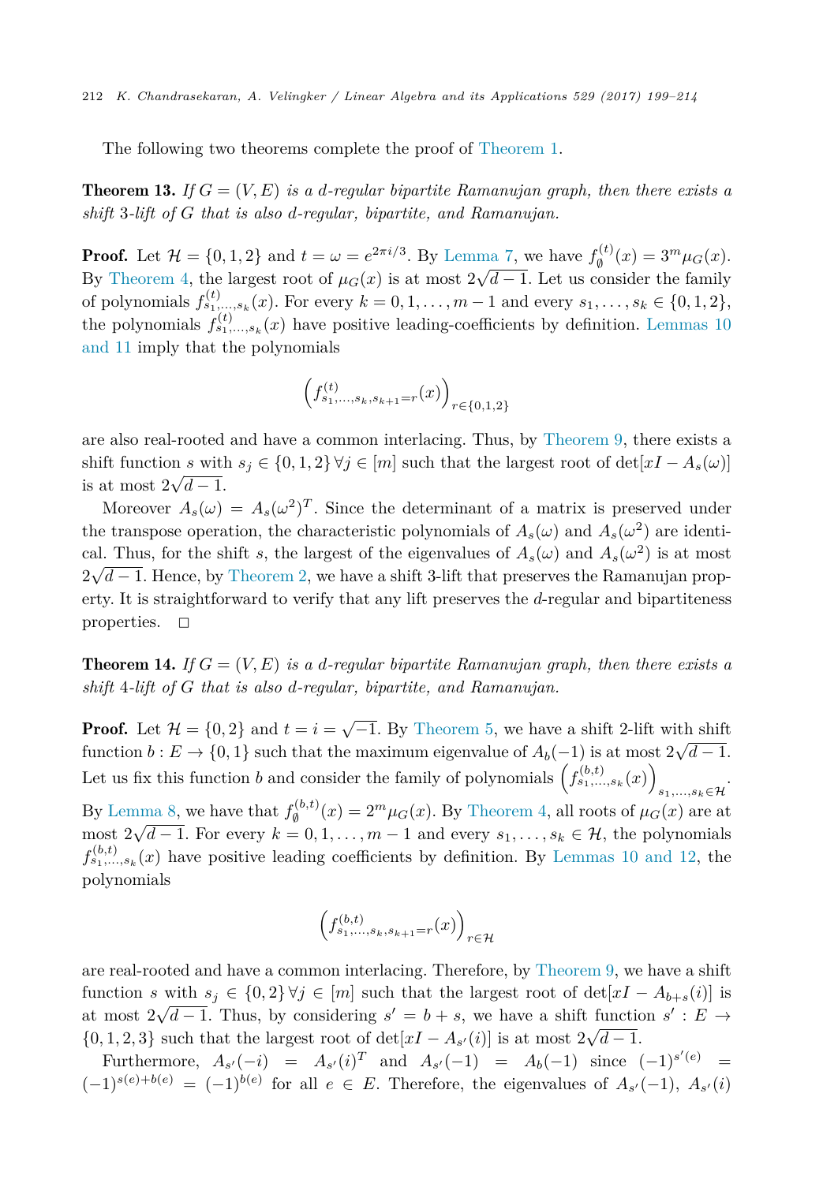The following two theorems complete the proof of Theorem 1.

**Theorem 13.** *If $G = (V, E)$ is a $d$-regular bipartite Ramanujan graph, then there exists a shift 3-lift of $G$ that is also $d$-regular, bipartite, and Ramanujan.*

**Proof.** Let $\mathcal{H} = \{0, 1, 2\}$ and $t = \omega = e^{2\pi i/3}$. By Lemma 7, we have $f_{\emptyset}^{(t)}(x) = 3^m \mu_G(x)$. By Theorem 4, the largest root of $\mu_G(x)$ is at most $2\sqrt{d-1}$. Let us consider the family of polynomials $f_{s_1,\ldots,s_k}^{(t)}(x)$. For every $k = 0, 1, \ldots, m-1$ and every $s_1, \ldots, s_k \in \{0, 1, 2\}$, the polynomials $f_{s_1,\ldots,s_k}^{(t)}(x)$ have positive leading-coefficients by definition. Lemmas 10 and 11 imply that the polynomials

$$\left(f_{s_1,\ldots,s_k,s_{k+1}=r}^{(t)}(x)\right)_{r\in\{0,1,2\}}$$

are also real-rooted and have a common interlacing. Thus, by Theorem 9, there exists a shift function $s$ with $s_j \in \{0, 1, 2\}\ \forall j \in [m]$ such that the largest root of $\det[xI - A_s(\omega)]$ is at most $2\sqrt{d-1}$.

Moreover $A_s(\omega) = A_s(\omega^2)^T$. Since the determinant of a matrix is preserved under the transpose operation, the characteristic polynomials of $A_s(\omega)$ and $A_s(\omega^2)$ are identical. Thus, for the shift $s$, the largest of the eigenvalues of $A_s(\omega)$ and $A_s(\omega^2)$ is at most $2\sqrt{d-1}$. Hence, by Theorem 2, we have a shift 3-lift that preserves the Ramanujan property. It is straightforward to verify that any lift preserves the $d$-regular and bipartiteness properties. $\square$

**Theorem 14.** *If $G = (V, E)$ is a $d$-regular bipartite Ramanujan graph, then there exists a shift 4-lift of $G$ that is also $d$-regular, bipartite, and Ramanujan.*

**Proof.** Let $\mathcal{H} = \{0, 2\}$ and $t = i = \sqrt{-1}$. By Theorem 5, we have a shift 2-lift with shift function $b : E \to \{0, 1\}$ such that the maximum eigenvalue of $A_b(-1)$ is at most $2\sqrt{d-1}$. Let us fix this function $b$ and consider the family of polynomials $\left(f_{s_1,\ldots,s_k}^{(b,t)}(x)\right)_{s_1,\ldots,s_k\in\mathcal{H}}$. By Lemma 8, we have that $f_{\emptyset}^{(b,t)}(x) = 2^m \mu_G(x)$. By Theorem 4, all roots of $\mu_G(x)$ are at most $2\sqrt{d-1}$. For every $k = 0, 1, \ldots, m-1$ and every $s_1, \ldots, s_k \in \mathcal{H}$, the polynomials $f_{s_1,\ldots,s_k}^{(b,t)}(x)$ have positive leading coefficients by definition. By Lemmas 10 and 12, the polynomials

$$\left(f_{s_1,\ldots,s_k,s_{k+1}=r}^{(b,t)}(x)\right)_{r\in\mathcal{H}}$$

are real-rooted and have a common interlacing. Therefore, by Theorem 9, we have a shift function $s$ with $s_j \in \{0, 2\}\ \forall j \in [m]$ such that the largest root of $\det[xI - A_{b+s}(i)]$ is at most $2\sqrt{d-1}$. Thus, by considering $s' = b + s$, we have a shift function $s' : E \to \{0, 1, 2, 3\}$ such that the largest root of $\det[xI - A_{s'}(i)]$ is at most $2\sqrt{d-1}$.

Furthermore, $A_{s'}(-i) = A_{s'}(i)^T$ and $A_{s'}(-1) = A_b(-1)$ since $(-1)^{s'(e)} = (-1)^{s(e)+b(e)} = (-1)^{b(e)}$ for all $e \in E$. Therefore, the eigenvalues of $A_{s'}(-1)$, $A_{s'}(i)$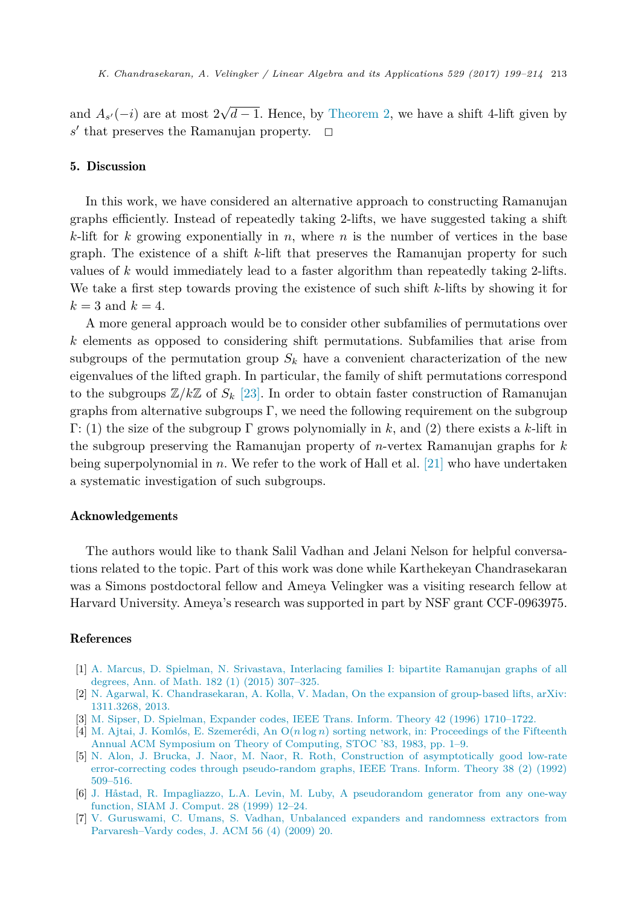and $A_{s'}(-i)$ are at most $2\sqrt{d-1}$. Hence, by Theorem 2, we have a shift 4-lift given by $s'$ that preserves the Ramanujan property. $\square$

## 5. Discussion

In this work, we have considered an alternative approach to constructing Ramanujan graphs efficiently. Instead of repeatedly taking 2-lifts, we have suggested taking a shift $k$-lift for $k$ growing exponentially in $n$, where $n$ is the number of vertices in the base graph. The existence of a shift $k$-lift that preserves the Ramanujan property for such values of $k$ would immediately lead to a faster algorithm than repeatedly taking 2-lifts. We take a first step towards proving the existence of such shift $k$-lifts by showing it for $k = 3$ and $k = 4$.

A more general approach would be to consider other subfamilies of permutations over $k$ elements as opposed to considering shift permutations. Subfamilies that arise from subgroups of the permutation group $S_k$ have a convenient characterization of the new eigenvalues of the lifted graph. In particular, the family of shift permutations correspond to the subgroups $\mathbb{Z}/k\mathbb{Z}$ of $S_k$ [23]. In order to obtain faster construction of Ramanujan graphs from alternative subgroups $\Gamma$, we need the following requirement on the subgroup $\Gamma$: (1) the size of the subgroup $\Gamma$ grows polynomially in $k$, and (2) there exists a $k$-lift in the subgroup preserving the Ramanujan property of $n$-vertex Ramanujan graphs for $k$ being superpolynomial in $n$. We refer to the work of Hall et al. [21] who have undertaken a systematic investigation of such subgroups.

## Acknowledgements

The authors would like to thank Salil Vadhan and Jelani Nelson for helpful conversations related to the topic. Part of this work was done while Karthekeyan Chandrasekaran was a Simons postdoctoral fellow and Ameya Velingker was a visiting research fellow at Harvard University. Ameya's research was supported in part by NSF grant CCF-0963975.

## References

[1] A. Marcus, D. Spielman, N. Srivastava, Interlacing families I: bipartite Ramanujan graphs of all degrees, Ann. of Math. 182 (1) (2015) 307–325.

[2] N. Agarwal, K. Chandrasekaran, A. Kolla, V. Madan, On the expansion of group-based lifts, arXiv: 1311.3268, 2013.

[3] M. Sipser, D. Spielman, Expander codes, IEEE Trans. Inform. Theory 42 (1996) 1710–1722.

[4] M. Ajtai, J. Komlós, E. Szemerédi, An O($n \log n$) sorting network, in: Proceedings of the Fifteenth Annual ACM Symposium on Theory of Computing, STOC '83, 1983, pp. 1–9.

[5] N. Alon, J. Brucka, J. Naor, M. Naor, R. Roth, Construction of asymptotically good low-rate error-correcting codes through pseudo-random graphs, IEEE Trans. Inform. Theory 38 (2) (1992) 509–516.

[6] J. Håstad, R. Impagliazzo, L.A. Levin, M. Luby, A pseudorandom generator from any one-way function, SIAM J. Comput. 28 (1999) 12–24.

[7] V. Guruswami, C. Umans, S. Vadhan, Unbalanced expanders and randomness extractors from Parvaresh–Vardy codes, J. ACM 56 (4) (2009) 20.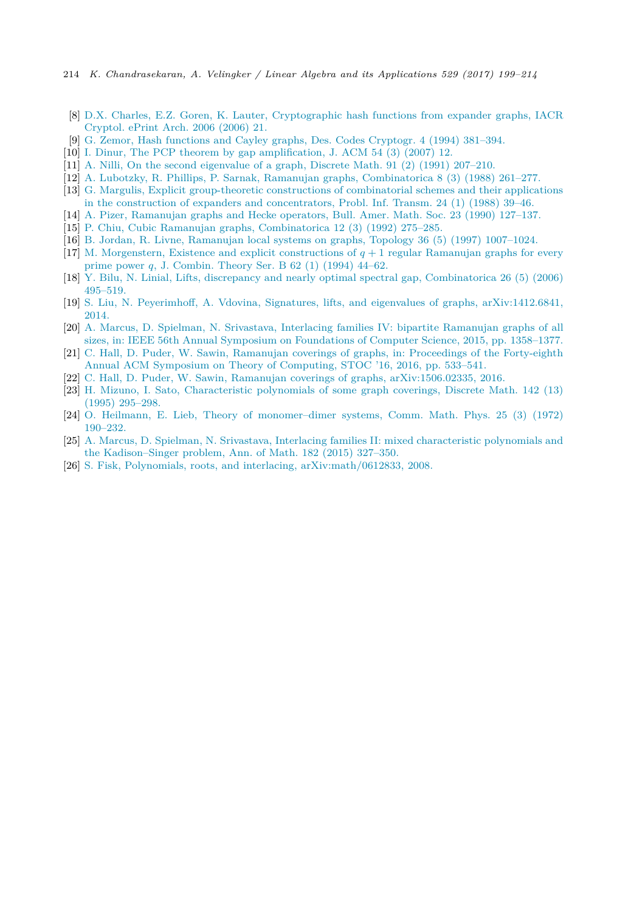[8] D.X. Charles, E.Z. Goren, K. Lauter, Cryptographic hash functions from expander graphs, IACR Cryptol. ePrint Arch. 2006 (2006) 21.

[9] G. Zemor, Hash functions and Cayley graphs, Des. Codes Cryptogr. 4 (1994) 381–394.

[10] I. Dinur, The PCP theorem by gap amplification, J. ACM 54 (3) (2007) 12.

[11] A. Nilli, On the second eigenvalue of a graph, Discrete Math. 91 (2) (1991) 207–210.

[12] A. Lubotzky, R. Phillips, P. Sarnak, Ramanujan graphs, Combinatorica 8 (3) (1988) 261–277.

[13] G. Margulis, Explicit group-theoretic constructions of combinatorial schemes and their applications in the construction of expanders and concentrators, Probl. Inf. Transm. 24 (1) (1988) 39–46.

[14] A. Pizer, Ramanujan graphs and Hecke operators, Bull. Amer. Math. Soc. 23 (1990) 127–137.

[15] P. Chiu, Cubic Ramanujan graphs, Combinatorica 12 (3) (1992) 275–285.

[16] B. Jordan, R. Livne, Ramanujan local systems on graphs, Topology 36 (5) (1997) 1007–1024.

[17] M. Morgenstern, Existence and explicit constructions of $q + 1$ regular Ramanujan graphs for every prime power $q$, J. Combin. Theory Ser. B 62 (1) (1994) 44–62.

[18] Y. Bilu, N. Linial, Lifts, discrepancy and nearly optimal spectral gap, Combinatorica 26 (5) (2006) 495–519.

[19] S. Liu, N. Peyerimhoff, A. Vdovina, Signatures, lifts, and eigenvalues of graphs, arXiv:1412.6841, 2014.

[20] A. Marcus, D. Spielman, N. Srivastava, Interlacing families IV: bipartite Ramanujan graphs of all sizes, in: IEEE 56th Annual Symposium on Foundations of Computer Science, 2015, pp. 1358–1377.

[21] C. Hall, D. Puder, W. Sawin, Ramanujan coverings of graphs, in: Proceedings of the Forty-eighth Annual ACM Symposium on Theory of Computing, STOC '16, 2016, pp. 533–541.

[22] C. Hall, D. Puder, W. Sawin, Ramanujan coverings of graphs, arXiv:1506.02335, 2016.

[23] H. Mizuno, I. Sato, Characteristic polynomials of some graph coverings, Discrete Math. 142 (13) (1995) 295–298.

[24] O. Heilmann, E. Lieb, Theory of monomer–dimer systems, Comm. Math. Phys. 25 (3) (1972) 190–232.

[25] A. Marcus, D. Spielman, N. Srivastava, Interlacing families II: mixed characteristic polynomials and the Kadison–Singer problem, Ann. of Math. 182 (2015) 327–350.

[26] S. Fisk, Polynomials, roots, and interlacing, arXiv:math/0612833, 2008.